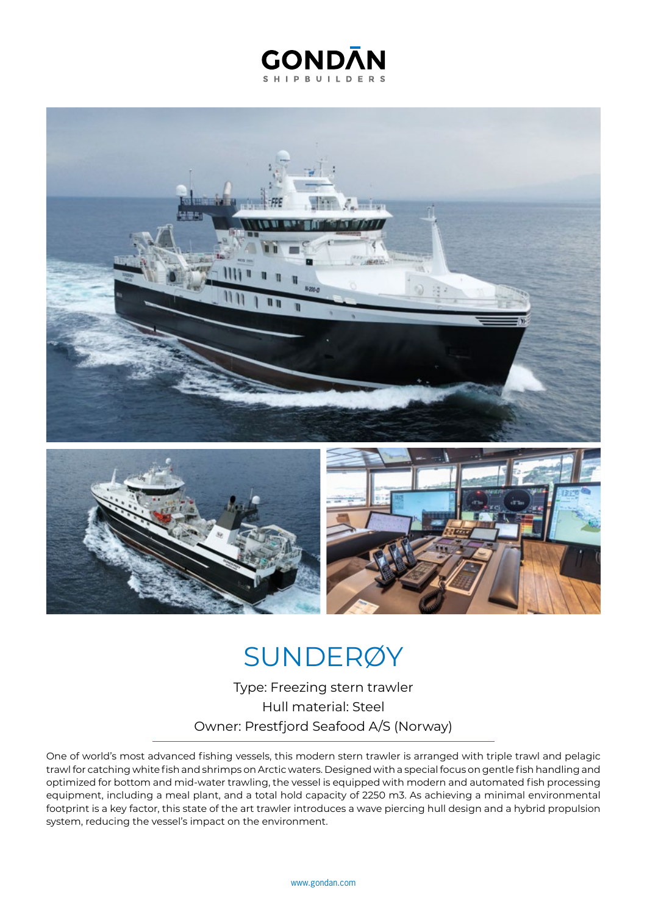GONDĀN
SHIPBUILDERS

# SUNDERØY

Type: Freezing stern trawler
Hull material: Steel
Owner: Prestfjord Seafood A/S (Norway)

---

One of world's most advanced fishing vessels, this modern stern trawler is arranged with triple trawl and pelagic trawl for catching white fish and shrimps on Arctic waters. Designed with a special focus on gentle fish handling and optimized for bottom and mid-water trawling, the vessel is equipped with modern and automated fish processing equipment, including a meal plant, and a total hold capacity of 2250 m3. As achieving a minimal environmental footprint is a key factor, this state of the art trawler introduces a wave piercing hull design and a hybrid propulsion system, reducing the vessel's impact on the environment.

www.gondan.com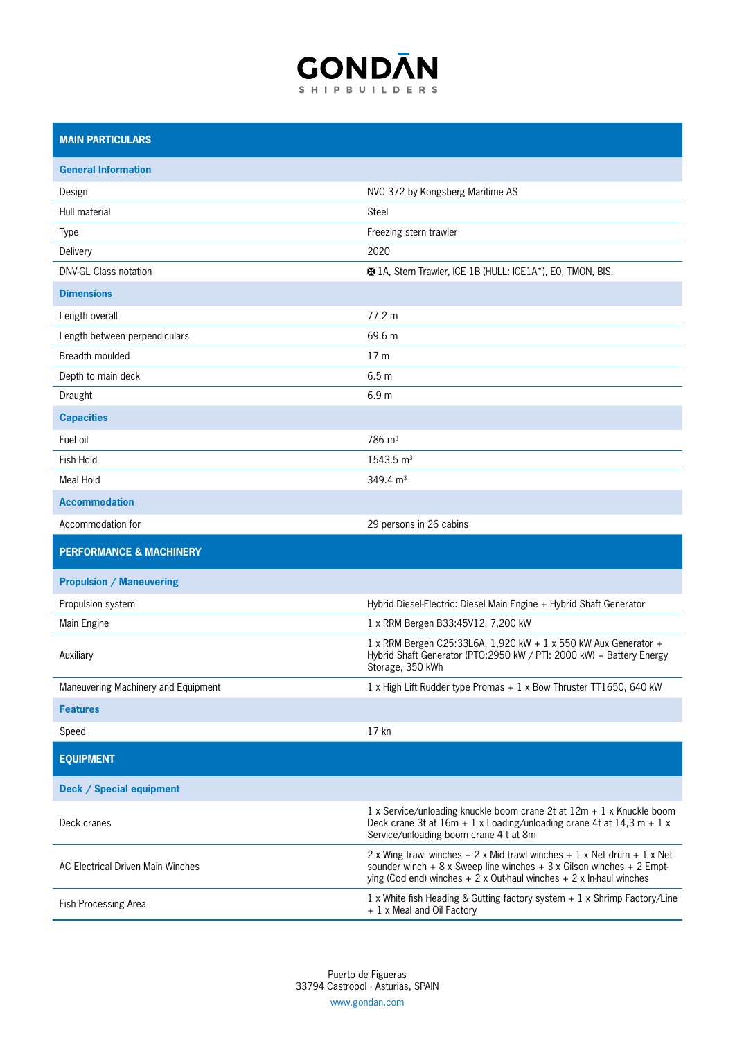# GONDAN SHIPBUILDERS

## MAIN PARTICULARS

| | |
|---|---|
| **General Information** | |
| Design | NVC 372 by Kongsberg Maritime AS |
| Hull material | Steel |
| Type | Freezing stern trawler |
| Delivery | 2020 |
| DNV-GL Class notation | ✠ 1A, Stern Trawler, ICE 1B (HULL: ICE1A*), E0, TMON, BIS. |
| **Dimensions** | |
| Length overall | 77.2 m |
| Length between perpendiculars | 69.6 m |
| Breadth moulded | 17 m |
| Depth to main deck | 6.5 m |
| Draught | 6.9 m |
| **Capacities** | |
| Fuel oil | 786 $m^3$ |
| Fish Hold | 1543.5 $m^3$ |
| Meal Hold | 349.4 $m^3$ |
| **Accommodation** | |
| Accommodation for | 29 persons in 26 cabins |

## PERFORMANCE & MACHINERY

| | |
|---|---|
| **Propulsion / Maneuvering** | |
| Propulsion system | Hybrid Diesel-Electric: Diesel Main Engine + Hybrid Shaft Generator |
| Main Engine | 1 x RRM Bergen B33:45V12, 7,200 kW |
| Auxiliary | 1 x RRM Bergen C25:33L6A, 1,920 kW + 1 x 550 kW Aux Generator + Hybrid Shaft Generator (PTO:2950 kW / PTI: 2000 kW) + Battery Energy Storage, 350 kWh |
| Maneuvering Machinery and Equipment | 1 x High Lift Rudder type Promas + 1 x Bow Thruster TT1650, 640 kW |
| **Features** | |
| Speed | 17 kn |

## EQUIPMENT

| | |
|---|---|
| **Deck / Special equipment** | |
| Deck cranes | 1 x Service/unloading knuckle boom crane 2t at 12m + 1 x Knuckle boom Deck crane 3t at 16m + 1 x Loading/unloading crane 4t at 14,3 m + 1 x Service/unloading boom crane 4 t at 8m |
| AC Electrical Driven Main Winches | 2 x Wing trawl winches + 2 x Mid trawl winches + 1 x Net drum + 1 x Net sounder winch + 8 x Sweep line winches + 3 x Gilson winches + 2 Emptying (Cod end) winches + 2 x Out-haul winches + 2 x In-haul winches |
| Fish Processing Area | 1 x White fish Heading & Gutting factory system + 1 x Shrimp Factory/Line + 1 x Meal and Oil Factory |

Puerto de Figueras
33794 Castropol · Asturias, SPAIN
www.gondan.com